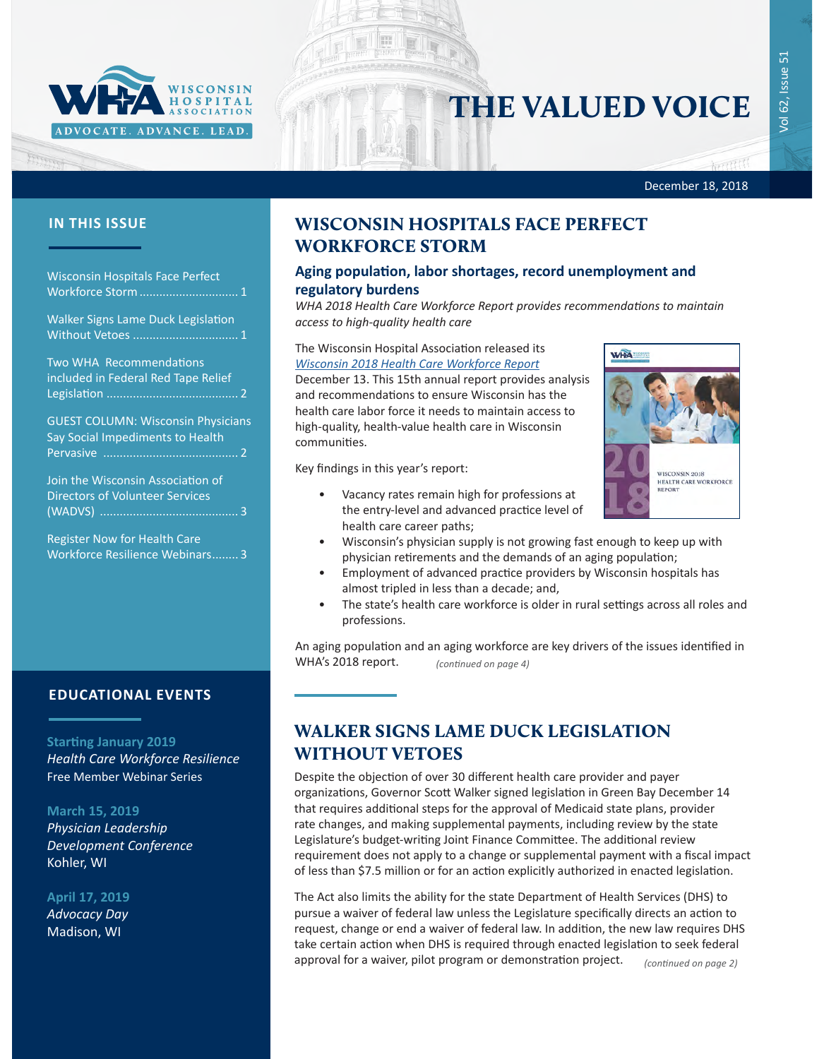# THE VALUED VOICE

December 18, 2018

## IN THIS ISSUE

Wisconsin Hospitals Face Perfect Workforce Storm .............................. 1

Walker Signs Lame Duck Legislation Without Vetoes ............................... 1

Two WHA Recommendations included in Federal Red Tape Relief Legislation ........................................ 2

GUEST COLUMN: Wisconsin Physicians Say Social Impediments to Health Pervasive ........................................ 2

Join the Wisconsin Association of Directors of Volunteer Services (WADVS) ......................................... 3

Register Now for Health Care Workforce Resilience Webinars........ 3

## EDUCATIONAL EVENTS

**Starting January 2019**
*Health Care Workforce Resilience*
Free Member Webinar Series

**March 15, 2019**
*Physician Leadership Development Conference*
Kohler, WI

**April 17, 2019**
*Advocacy Day*
Madison, WI

## WISCONSIN HOSPITALS FACE PERFECT WORKFORCE STORM

### Aging population, labor shortages, record unemployment and regulatory burdens

*WHA 2018 Health Care Workforce Report provides recommendations to maintain access to high-quality health care*

The Wisconsin Hospital Association released its *Wisconsin 2018 Health Care Workforce Report* December 13. This 15th annual report provides analysis and recommendations to ensure Wisconsin has the health care labor force it needs to maintain access to high-quality, health-value health care in Wisconsin communities.

Key findings in this year's report:

- Vacancy rates remain high for professions at the entry-level and advanced practice level of health care career paths;
- Wisconsin's physician supply is not growing fast enough to keep up with physician retirements and the demands of an aging population;
- Employment of advanced practice providers by Wisconsin hospitals has almost tripled in less than a decade; and,
- The state's health care workforce is older in rural settings across all roles and professions.

An aging population and an aging workforce are key drivers of the issues identified in WHA's 2018 report. *(continued on page 4)*

## WALKER SIGNS LAME DUCK LEGISLATION WITHOUT VETOES

Despite the objection of over 30 different health care provider and payer organizations, Governor Scott Walker signed legislation in Green Bay December 14 that requires additional steps for the approval of Medicaid state plans, provider rate changes, and making supplemental payments, including review by the state Legislature's budget-writing Joint Finance Committee. The additional review requirement does not apply to a change or supplemental payment with a fiscal impact of less than $7.5 million or for an action explicitly authorized in enacted legislation.

The Act also limits the ability for the state Department of Health Services (DHS) to pursue a waiver of federal law unless the Legislature specifically directs an action to request, change or end a waiver of federal law. In addition, the new law requires DHS take certain action when DHS is required through enacted legislation to seek federal approval for a waiver, pilot program or demonstration project. *(continued on page 2)*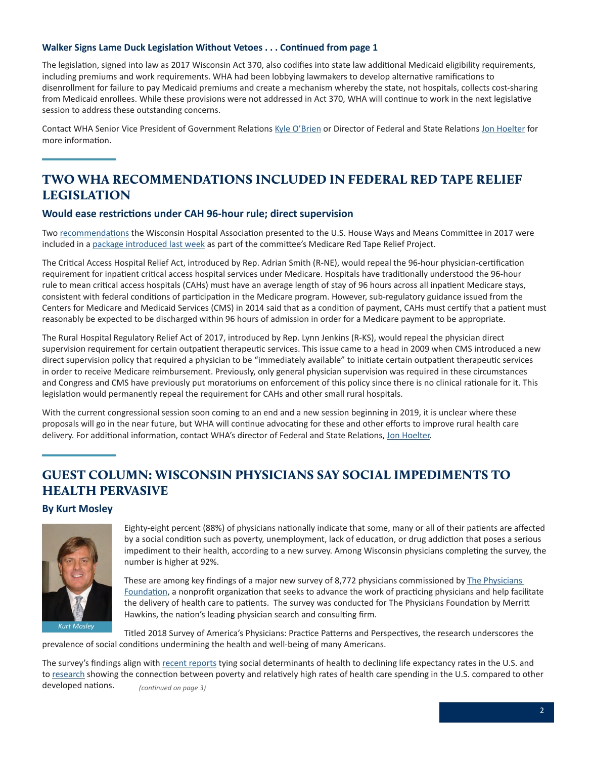**Walker Signs Lame Duck Legislation Without Vetoes . . . Continued from page 1**

The legislation, signed into law as 2017 Wisconsin Act 370, also codifies into state law additional Medicaid eligibility requirements, including premiums and work requirements. WHA had been lobbying lawmakers to develop alternative ramifications to disenrollment for failure to pay Medicaid premiums and create a mechanism whereby the state, not hospitals, collects cost-sharing from Medicaid enrollees. While these provisions were not addressed in Act 370, WHA will continue to work in the next legislative session to address these outstanding concerns.

Contact WHA Senior Vice President of Government Relations Kyle O'Brien or Director of Federal and State Relations Jon Hoelter for more information.

## TWO WHA RECOMMENDATIONS INCLUDED IN FEDERAL RED TAPE RELIEF LEGISLATION

### Would ease restrictions under CAH 96-hour rule; direct supervision

Two recommendations the Wisconsin Hospital Association presented to the U.S. House Ways and Means Committee in 2017 were included in a package introduced last week as part of the committee's Medicare Red Tape Relief Project.

The Critical Access Hospital Relief Act, introduced by Rep. Adrian Smith (R-NE), would repeal the 96-hour physician-certification requirement for inpatient critical access hospital services under Medicare. Hospitals have traditionally understood the 96-hour rule to mean critical access hospitals (CAHs) must have an average length of stay of 96 hours across all inpatient Medicare stays, consistent with federal conditions of participation in the Medicare program. However, sub-regulatory guidance issued from the Centers for Medicare and Medicaid Services (CMS) in 2014 said that as a condition of payment, CAHs must certify that a patient must reasonably be expected to be discharged within 96 hours of admission in order for a Medicare payment to be appropriate.

The Rural Hospital Regulatory Relief Act of 2017, introduced by Rep. Lynn Jenkins (R-KS), would repeal the physician direct supervision requirement for certain outpatient therapeutic services. This issue came to a head in 2009 when CMS introduced a new direct supervision policy that required a physician to be "immediately available" to initiate certain outpatient therapeutic services in order to receive Medicare reimbursement. Previously, only general physician supervision was required in these circumstances and Congress and CMS have previously put moratoriums on enforcement of this policy since there is no clinical rationale for it. This legislation would permanently repeal the requirement for CAHs and other small rural hospitals.

With the current congressional session soon coming to an end and a new session beginning in 2019, it is unclear where these proposals will go in the near future, but WHA will continue advocating for these and other efforts to improve rural health care delivery. For additional information, contact WHA's director of Federal and State Relations, Jon Hoelter.

## GUEST COLUMN: WISCONSIN PHYSICIANS SAY SOCIAL IMPEDIMENTS TO HEALTH PERVASIVE

### By Kurt Mosley

*Kurt Mosley*

Eighty-eight percent (88%) of physicians nationally indicate that some, many or all of their patients are affected by a social condition such as poverty, unemployment, lack of education, or drug addiction that poses a serious impediment to their health, according to a new survey. Among Wisconsin physicians completing the survey, the number is higher at 92%.

These are among key findings of a major new survey of 8,772 physicians commissioned by The Physicians Foundation, a nonprofit organization that seeks to advance the work of practicing physicians and help facilitate the delivery of health care to patients. The survey was conducted for The Physicians Foundation by Merritt Hawkins, the nation's leading physician search and consulting firm.

Titled 2018 Survey of America's Physicians: Practice Patterns and Perspectives, the research underscores the prevalence of social conditions undermining the health and well-being of many Americans.

The survey's findings align with recent reports tying social determinants of health to declining life expectancy rates in the U.S. and to research showing the connection between poverty and relatively high rates of health care spending in the U.S. compared to other developed nations. *(continued on page 3)*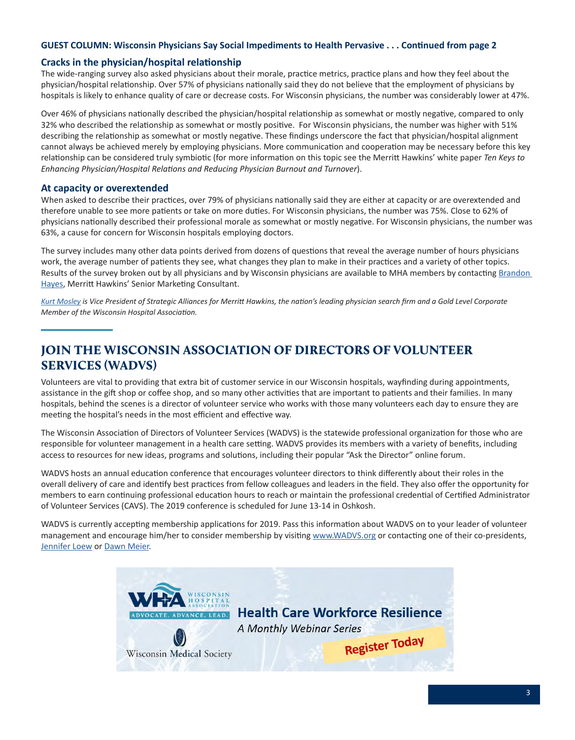**GUEST COLUMN: Wisconsin Physicians Say Social Impediments to Health Pervasive . . . Continued from page 2**

### Cracks in the physician/hospital relationship

The wide-ranging survey also asked physicians about their morale, practice metrics, practice plans and how they feel about the physician/hospital relationship. Over 57% of physicians nationally said they do not believe that the employment of physicians by hospitals is likely to enhance quality of care or decrease costs. For Wisconsin physicians, the number was considerably lower at 47%.

Over 46% of physicians nationally described the physician/hospital relationship as somewhat or mostly negative, compared to only 32% who described the relationship as somewhat or mostly positive. For Wisconsin physicians, the number was higher with 51% describing the relationship as somewhat or mostly negative. These findings underscore the fact that physician/hospital alignment cannot always be achieved merely by employing physicians. More communication and cooperation may be necessary before this key relationship can be considered truly symbiotic (for more information on this topic see the Merritt Hawkins' white paper *Ten Keys to Enhancing Physician/Hospital Relations and Reducing Physician Burnout and Turnover*).

### At capacity or overextended

When asked to describe their practices, over 79% of physicians nationally said they are either at capacity or are overextended and therefore unable to see more patients or take on more duties. For Wisconsin physicians, the number was 75%. Close to 62% of physicians nationally described their professional morale as somewhat or mostly negative. For Wisconsin physicians, the number was 63%, a cause for concern for Wisconsin hospitals employing doctors.

The survey includes many other data points derived from dozens of questions that reveal the average number of hours physicians work, the average number of patients they see, what changes they plan to make in their practices and a variety of other topics. Results of the survey broken out by all physicians and by Wisconsin physicians are available to MHA members by contacting Brandon Hayes, Merritt Hawkins' Senior Marketing Consultant.

*Kurt Mosley is Vice President of Strategic Alliances for Merritt Hawkins, the nation's leading physician search firm and a Gold Level Corporate Member of the Wisconsin Hospital Association.*

## JOIN THE WISCONSIN ASSOCIATION OF DIRECTORS OF VOLUNTEER SERVICES (WADVS)

Volunteers are vital to providing that extra bit of customer service in our Wisconsin hospitals, wayfinding during appointments, assistance in the gift shop or coffee shop, and so many other activities that are important to patients and their families. In many hospitals, behind the scenes is a director of volunteer service who works with those many volunteers each day to ensure they are meeting the hospital's needs in the most efficient and effective way.

The Wisconsin Association of Directors of Volunteer Services (WADVS) is the statewide professional organization for those who are responsible for volunteer management in a health care setting. WADVS provides its members with a variety of benefits, including access to resources for new ideas, programs and solutions, including their popular "Ask the Director" online forum.

WADVS hosts an annual education conference that encourages volunteer directors to think differently about their roles in the overall delivery of care and identify best practices from fellow colleagues and leaders in the field. They also offer the opportunity for members to earn continuing professional education hours to reach or maintain the professional credential of Certified Administrator of Volunteer Services (CAVS). The 2019 conference is scheduled for June 13-14 in Oshkosh.

WADVS is currently accepting membership applications for 2019. Pass this information about WADVS on to your leader of volunteer management and encourage him/her to consider membership by visiting www.WADVS.org or contacting one of their co-presidents, Jennifer Loew or Dawn Meier.

WHA Wisconsin Hospital Association — ADVOCATE. ADVANCE. LEAD.

Wisconsin Medical Society

**Health Care Workforce Resilience**

*A Monthly Webinar Series*

Register Today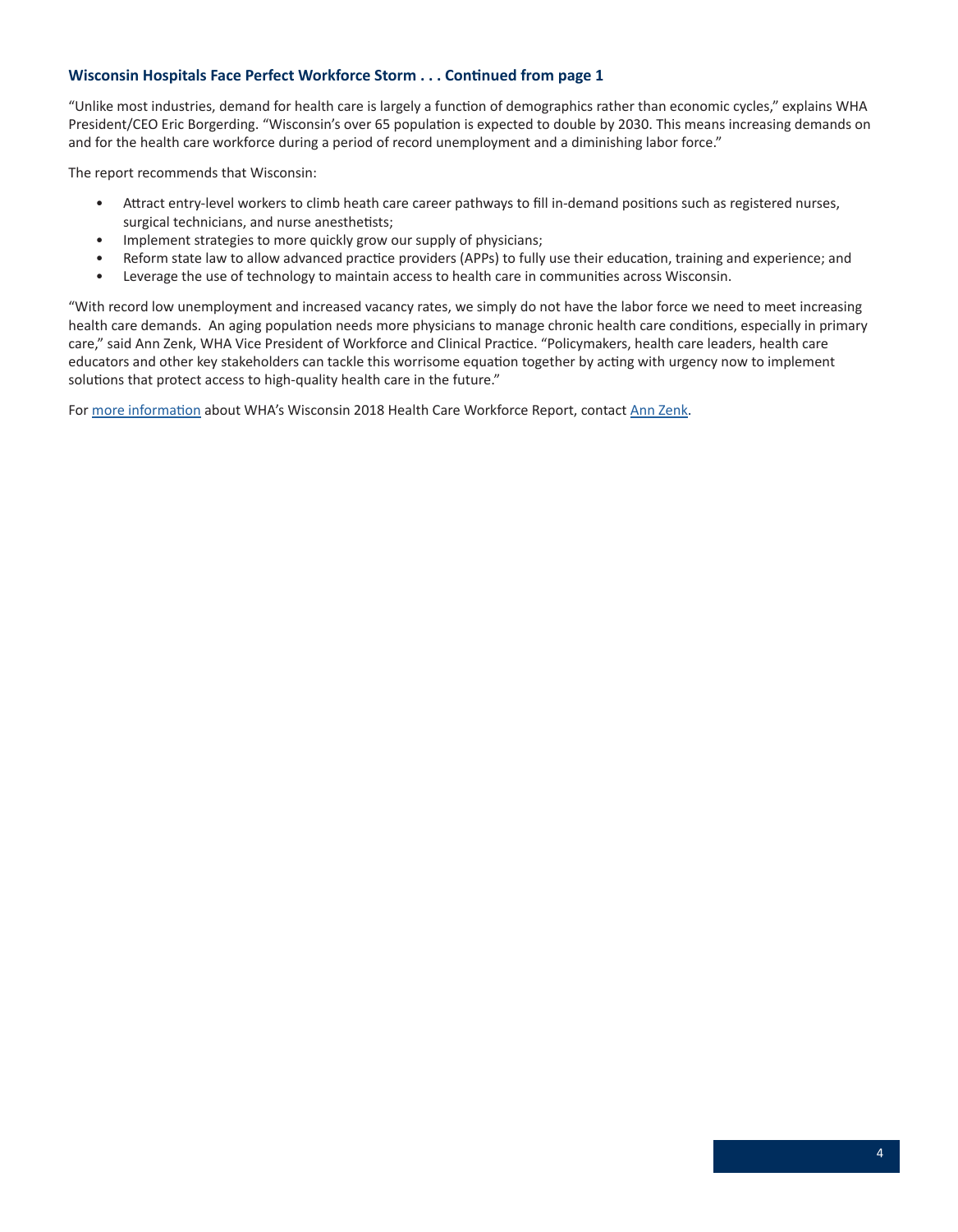**Wisconsin Hospitals Face Perfect Workforce Storm . . . Continued from page 1**

"Unlike most industries, demand for health care is largely a function of demographics rather than economic cycles," explains WHA President/CEO Eric Borgerding. "Wisconsin's over 65 population is expected to double by 2030. This means increasing demands on and for the health care workforce during a period of record unemployment and a diminishing labor force."

The report recommends that Wisconsin:

- Attract entry-level workers to climb heath care career pathways to fill in-demand positions such as registered nurses, surgical technicians, and nurse anesthetists;
- Implement strategies to more quickly grow our supply of physicians;
- Reform state law to allow advanced practice providers (APPs) to fully use their education, training and experience; and
- Leverage the use of technology to maintain access to health care in communities across Wisconsin.

"With record low unemployment and increased vacancy rates, we simply do not have the labor force we need to meet increasing health care demands. An aging population needs more physicians to manage chronic health care conditions, especially in primary care," said Ann Zenk, WHA Vice President of Workforce and Clinical Practice. "Policymakers, health care leaders, health care educators and other key stakeholders can tackle this worrisome equation together by acting with urgency now to implement solutions that protect access to high-quality health care in the future."

For more information about WHA's Wisconsin 2018 Health Care Workforce Report, contact Ann Zenk.